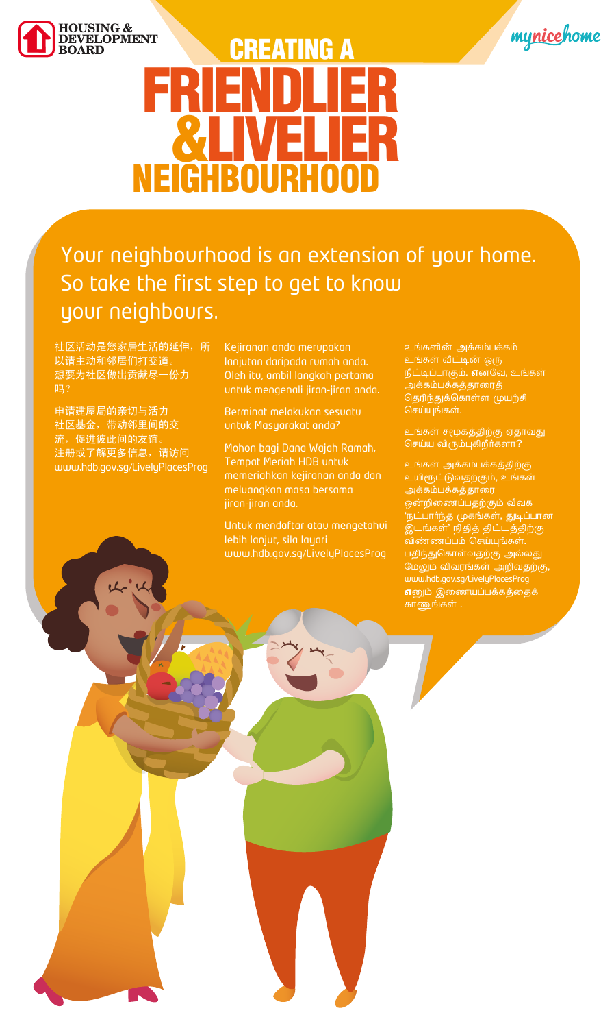HOUSING & DEVELOPMENT BOARD

mynicehome

# CREATING A FRIENDLIER & LIVELIER NEIGHBOURHOOD

Your neighbourhood is an extension of your home. So take the first step to get to know your neighbours.

社区活动是您家居生活的延伸，所以请主动和邻居们打交道。
想要为社区做出贡献尽一份力吗？

申请建屋局的亲切与活力社区基金，带动邻里间的交流，促进彼此间的友谊。
注册或了解更多信息，请访问 www.hdb.gov.sg/LivelyPlacesProg

Kejiranan anda merupakan lanjutan daripada rumah anda. Oleh itu, ambil langkah pertama untuk mengenali jiran-jiran anda.

Berminat melakukan sesuatu untuk Masyarakat anda?

Mohon bagi Dana Wajah Ramah, Tempat Meriah HDB untuk memeriahkan kejiranan anda dan meluangkan masa bersama jiran-jiran anda.

Untuk mendaftar atau mengetahui lebih lanjut, sila layari www.hdb.gov.sg/LivelyPlacesProg

உங்களின் அக்கம்பக்கம் உங்கள் வீட்டின் ஒரு நீட்டிப்பாகும். எனவே, உங்கள் அக்கம்பக்கத்தாரைத் தெரிந்துகொள்ள முயற்சி செய்யுங்கள்.

உங்கள் சமூகத்திற்கு ஏதாவது செய்ய விரும்புகிறீர்களா?

உங்கள் அக்கம்பக்கத்திற்கு உயிரூட்டுவதற்கும், உங்கள் அக்கம்பக்கத்தாரை ஒன்றிணைப்பதற்கும் வீவக 'நட்பார்ந்த முகங்கள், துடிப்பான இடங்கள்' நிதித் திட்டத்திற்கு விண்ணப்பம் செய்யுங்கள். பதிந்துகொள்வதற்கு அல்லது மேலும் விவரங்கள் அறிவதற்கு, www.hdb.gov.sg/LivelyPlacesProg எனும் இணையப்பக்கத்தைக் காணுங்கள் .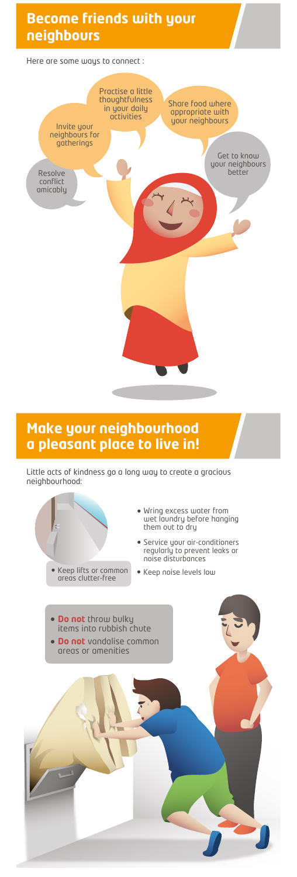## Become friends with your neighbours

Here are some ways to connect :

- Practise a little thoughtfulness in your daily activities
- Share food where appropriate with your neighbours
- Invite your neighbours for gatherings
- Get to know your neighbours better
- Resolve conflict amicably

## Make your neighbourhood a pleasant place to live in!

Little acts of kindness go a long way to create a gracious neighbourhood:

- Keep lifts or common areas clutter-free
- Wring excess water from wet laundry before hanging them out to dry
- Service your air-conditioners regularly to prevent leaks or noise disturbances
- Keep noise levels low

- **Do not** throw bulky items into rubbish chute
- **Do not** vandalise common areas or amenities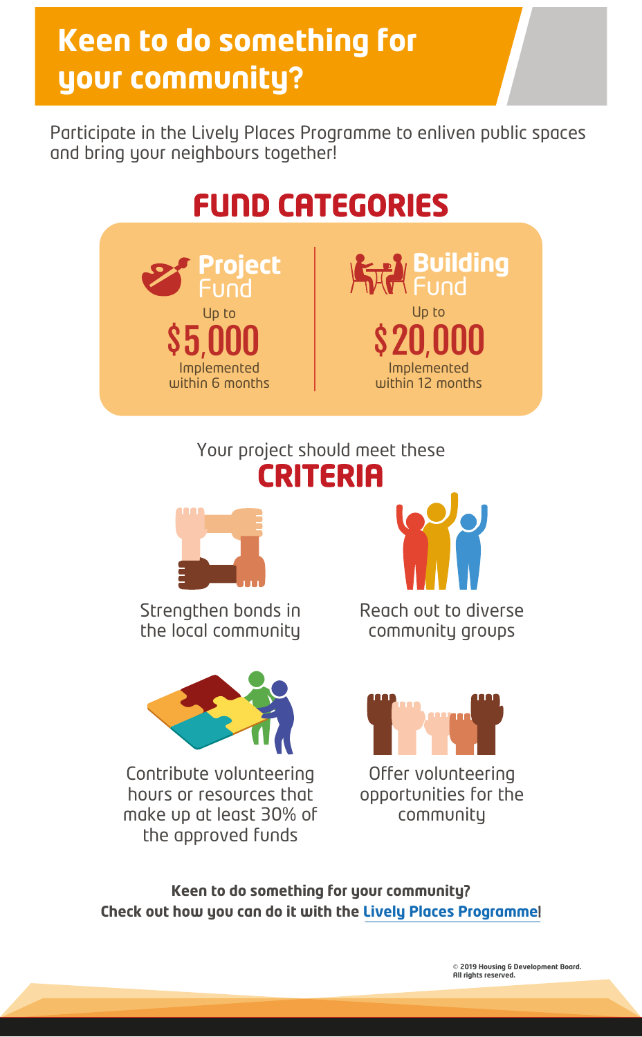# Keen to do something for your community?

Participate in the Lively Places Programme to enliven public spaces and bring your neighbours together!

## FUND CATEGORIES

**Project Fund**
Up to
$5,000
Implemented within 6 months

**Building Fund**
Up to
$20,000
Implemented within 12 months

Your project should meet these

## CRITERIA

- Strengthen bonds in the local community
- Reach out to diverse community groups
- Contribute volunteering hours or resources that make up at least 30% of the approved funds
- Offer volunteering opportunities for the community

**Keen to do something for your community?**
**Check out how you can do it with the Lively Places Programme!**

© 2019 Housing & Development Board.
All rights reserved.